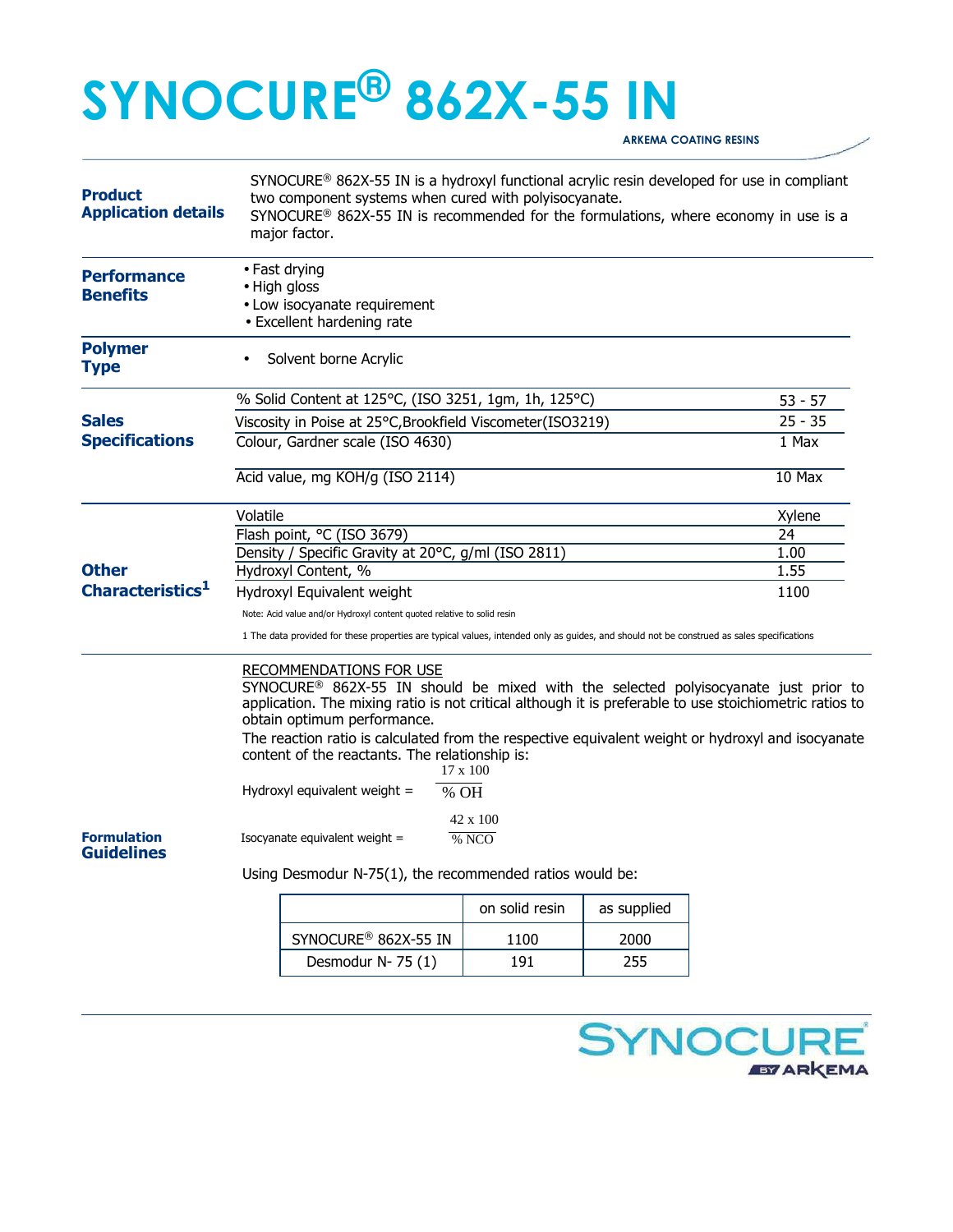# SYNOCURE® 862X-55 IN

ARKEMA COATING RESINS

## Product Application details

SYNOCURE® 862X-55 IN is a hydroxyl functional acrylic resin developed for use in compliant two component systems when cured with polyisocyanate.
SYNOCURE® 862X-55 IN is recommended for the formulations, where economy in use is a major factor.

## Performance Benefits

- Fast drying
- High gloss
- Low isocyanate requirement
- Excellent hardening rate

## Polymer Type

- Solvent borne Acrylic

## Sales Specifications

| Property | Value |
| --- | --- |
| % Solid Content at 125°C, (ISO 3251, 1gm, 1h, 125°C) | 53 - 57 |
| Viscosity in Poise at 25°C,Brookfield Viscometer(ISO3219) | 25 - 35 |
| Colour, Gardner scale (ISO 4630) | 1 Max |
| Acid value, mg KOH/g (ISO 2114) | 10 Max |

## Other Characteristics[1]

| Property | Value |
| --- | --- |
| Volatile | Xylene |
| Flash point, °C (ISO 3679) | 24 |
| Density / Specific Gravity at 20°C, g/ml (ISO 2811) | 1.00 |
| Hydroxyl Content, % | 1.55 |
| Hydroxyl Equivalent weight | 1100 |

Note: Acid value and/or Hydroxyl content quoted relative to solid resin

1 The data provided for these properties are typical values, intended only as guides, and should not be construed as sales specifications

## Formulation Guidelines

RECOMMENDATIONS FOR USE

SYNOCURE® 862X-55 IN should be mixed with the selected polyisocyanate just prior to application. The mixing ratio is not critical although it is preferable to use stoichiometric ratios to obtain optimum performance.

The reaction ratio is calculated from the respective equivalent weight or hydroxyl and isocyanate content of the reactants. The relationship is:

$$\text{Hydroxyl equivalent weight} = \frac{17 \times 100}{\% \text{ OH}}$$

$$\text{Isocyanate equivalent weight} = \frac{42 \times 100}{\% \text{ NCO}}$$

Using Desmodur N-75(1), the recommended ratios would be:

| | on solid resin | as supplied |
| --- | --- | --- |
| SYNOCURE® 862X-55 IN | 1100 | 2000 |
| Desmodur N- 75 (1) | 191 | 255 |

SYNOCURE® BY ARKEMA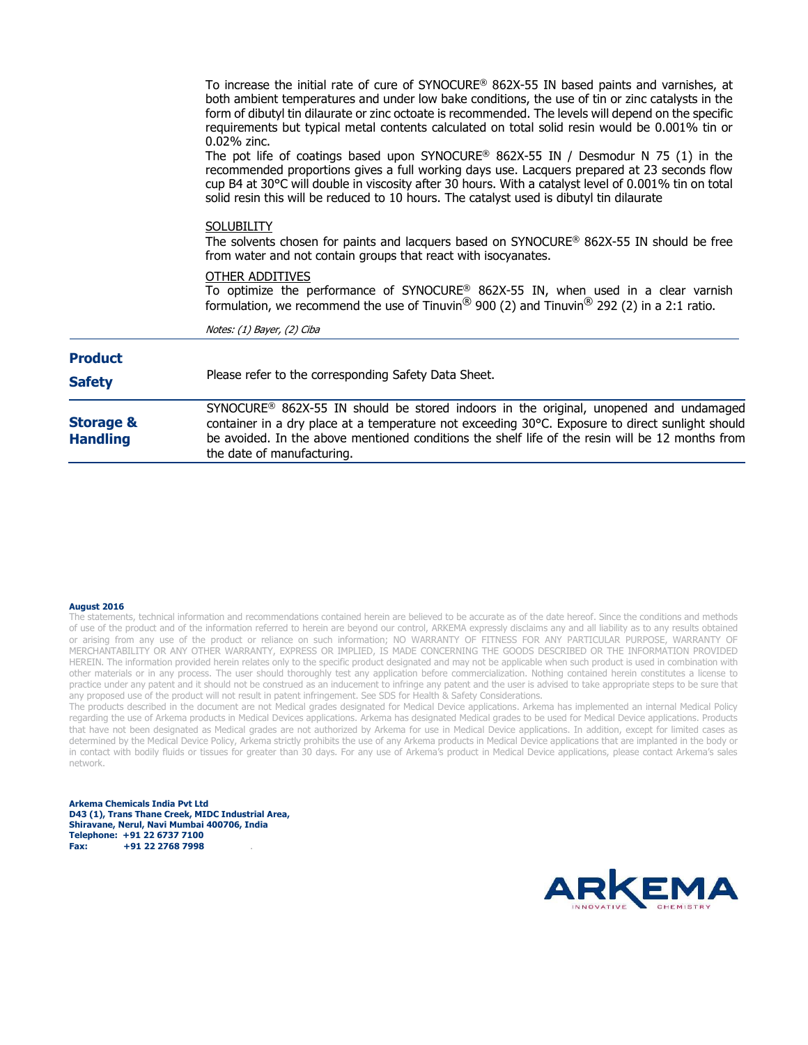To increase the initial rate of cure of SYNOCURE® 862X-55 IN based paints and varnishes, at both ambient temperatures and under low bake conditions, the use of tin or zinc catalysts in the form of dibutyl tin dilaurate or zinc octoate is recommended. The levels will depend on the specific requirements but typical metal contents calculated on total solid resin would be 0.001% tin or 0.02% zinc.

The pot life of coatings based upon SYNOCURE® 862X-55 IN / Desmodur N 75 (1) in the recommended proportions gives a full working days use. Lacquers prepared at 23 seconds flow cup B4 at 30°C will double in viscosity after 30 hours. With a catalyst level of 0.001% tin on total solid resin this will be reduced to 10 hours. The catalyst used is dibutyl tin dilaurate

SOLUBILITY

The solvents chosen for paints and lacquers based on SYNOCURE® 862X-55 IN should be free from water and not contain groups that react with isocyanates.

OTHER ADDITIVES

To optimize the performance of SYNOCURE® 862X-55 IN, when used in a clear varnish formulation, we recommend the use of Tinuvin® 900 (2) and Tinuvin® 292 (2) in a 2:1 ratio.

*Notes: (1) Bayer, (2) Ciba*

## Product Safety

Please refer to the corresponding Safety Data Sheet.

## Storage & Handling

SYNOCURE® 862X-55 IN should be stored indoors in the original, unopened and undamaged container in a dry place at a temperature not exceeding 30°C. Exposure to direct sunlight should be avoided. In the above mentioned conditions the shelf life of the resin will be 12 months from the date of manufacturing.

**August 2016**

The statements, technical information and recommendations contained herein are believed to be accurate as of the date hereof. Since the conditions and methods of use of the product and of the information referred to herein are beyond our control, ARKEMA expressly disclaims any and all liability as to any results obtained or arising from any use of the product or reliance on such information; NO WARRANTY OF FITNESS FOR ANY PARTICULAR PURPOSE, WARRANTY OF MERCHANTABILITY OR ANY OTHER WARRANTY, EXPRESS OR IMPLIED, IS MADE CONCERNING THE GOODS DESCRIBED OR THE INFORMATION PROVIDED HEREIN. The information provided herein relates only to the specific product designated and may not be applicable when such product is used in combination with other materials or in any process. The user should thoroughly test any application before commercialization. Nothing contained herein constitutes a license to practice under any patent and it should not be construed as an inducement to infringe any patent and the user is advised to take appropriate steps to be sure that any proposed use of the product will not result in patent infringement. See SDS for Health & Safety Considerations.

The products described in the document are not Medical grades designated for Medical Device applications. Arkema has implemented an internal Medical Policy regarding the use of Arkema products in Medical Devices applications. Arkema has designated Medical grades to be used for Medical Device applications. Products that have not been designated as Medical grades are not authorized by Arkema for use in Medical Device applications. In addition, except for limited cases as determined by the Medical Device Policy, Arkema strictly prohibits the use of any Arkema products in Medical Device applications that are implanted in the body or in contact with bodily fluids or tissues for greater than 30 days. For any use of Arkema's product in Medical Device applications, please contact Arkema's sales network.

**Arkema Chemicals India Pvt Ltd**
**D43 (1), Trans Thane Creek, MIDC Industrial Area,**
**Shiravane, Nerul, Navi Mumbai 400706, India**
**Telephone: +91 22 6737 7100**
**Fax: +91 22 2768 7998**

ARKEMA INNOVATIVE CHEMISTRY